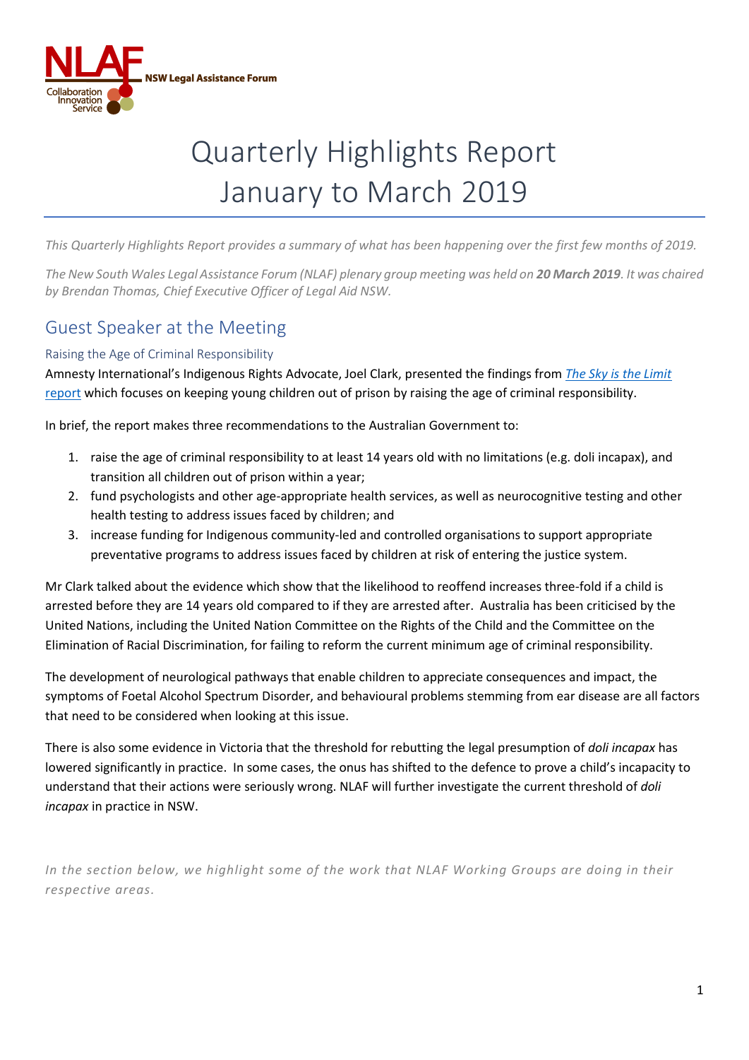NLAF NSW Legal Assistance Forum

Collaboration Innovation Service

# Quarterly Highlights Report January to March 2019

*This Quarterly Highlights Report provides a summary of what has been happening over the first few months of 2019.*

*The New South Wales Legal Assistance Forum (NLAF) plenary group meeting was held on **20 March 2019**. It was chaired by Brendan Thomas, Chief Executive Officer of Legal Aid NSW.*

## Guest Speaker at the Meeting

### Raising the Age of Criminal Responsibility

Amnesty International's Indigenous Rights Advocate, Joel Clark, presented the findings from *The Sky is the Limit* report which focuses on keeping young children out of prison by raising the age of criminal responsibility.

In brief, the report makes three recommendations to the Australian Government to:

1. raise the age of criminal responsibility to at least 14 years old with no limitations (e.g. doli incapax), and transition all children out of prison within a year;
2. fund psychologists and other age-appropriate health services, as well as neurocognitive testing and other health testing to address issues faced by children; and
3. increase funding for Indigenous community-led and controlled organisations to support appropriate preventative programs to address issues faced by children at risk of entering the justice system.

Mr Clark talked about the evidence which show that the likelihood to reoffend increases three-fold if a child is arrested before they are 14 years old compared to if they are arrested after. Australia has been criticised by the United Nations, including the United Nation Committee on the Rights of the Child and the Committee on the Elimination of Racial Discrimination, for failing to reform the current minimum age of criminal responsibility.

The development of neurological pathways that enable children to appreciate consequences and impact, the symptoms of Foetal Alcohol Spectrum Disorder, and behavioural problems stemming from ear disease are all factors that need to be considered when looking at this issue.

There is also some evidence in Victoria that the threshold for rebutting the legal presumption of *doli incapax* has lowered significantly in practice. In some cases, the onus has shifted to the defence to prove a child's incapacity to understand that their actions were seriously wrong. NLAF will further investigate the current threshold of *doli incapax* in practice in NSW.

*In the section below, we highlight some of the work that NLAF Working Groups are doing in their respective areas.*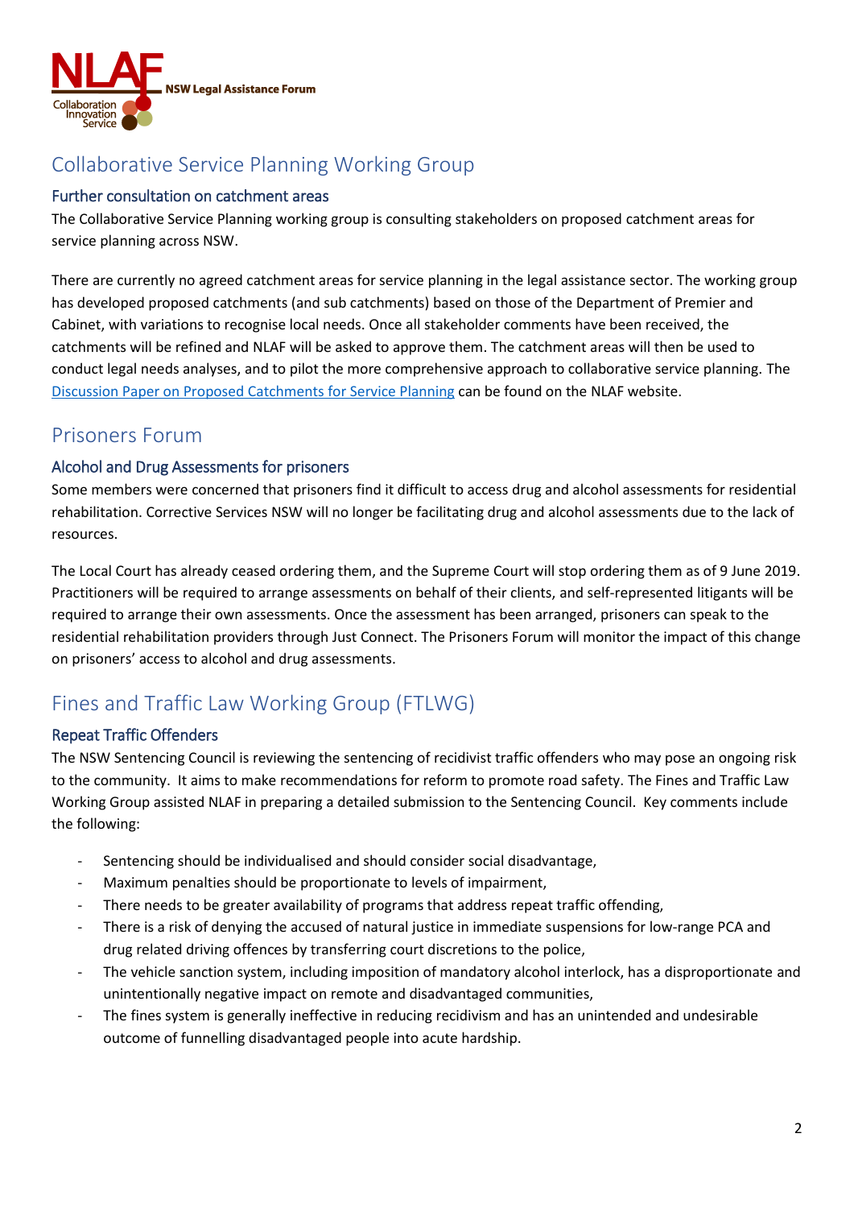## Collaborative Service Planning Working Group

### Further consultation on catchment areas

The Collaborative Service Planning working group is consulting stakeholders on proposed catchment areas for service planning across NSW.

There are currently no agreed catchment areas for service planning in the legal assistance sector. The working group has developed proposed catchments (and sub catchments) based on those of the Department of Premier and Cabinet, with variations to recognise local needs. Once all stakeholder comments have been received, the catchments will be refined and NLAF will be asked to approve them. The catchment areas will then be used to conduct legal needs analyses, and to pilot the more comprehensive approach to collaborative service planning. The Discussion Paper on Proposed Catchments for Service Planning can be found on the NLAF website.

## Prisoners Forum

### Alcohol and Drug Assessments for prisoners

Some members were concerned that prisoners find it difficult to access drug and alcohol assessments for residential rehabilitation. Corrective Services NSW will no longer be facilitating drug and alcohol assessments due to the lack of resources.

The Local Court has already ceased ordering them, and the Supreme Court will stop ordering them as of 9 June 2019. Practitioners will be required to arrange assessments on behalf of their clients, and self-represented litigants will be required to arrange their own assessments. Once the assessment has been arranged, prisoners can speak to the residential rehabilitation providers through Just Connect. The Prisoners Forum will monitor the impact of this change on prisoners' access to alcohol and drug assessments.

## Fines and Traffic Law Working Group (FTLWG)

### Repeat Traffic Offenders

The NSW Sentencing Council is reviewing the sentencing of recidivist traffic offenders who may pose an ongoing risk to the community. It aims to make recommendations for reform to promote road safety. The Fines and Traffic Law Working Group assisted NLAF in preparing a detailed submission to the Sentencing Council. Key comments include the following:

- Sentencing should be individualised and should consider social disadvantage,
- Maximum penalties should be proportionate to levels of impairment,
- There needs to be greater availability of programs that address repeat traffic offending,
- There is a risk of denying the accused of natural justice in immediate suspensions for low-range PCA and drug related driving offences by transferring court discretions to the police,
- The vehicle sanction system, including imposition of mandatory alcohol interlock, has a disproportionate and unintentionally negative impact on remote and disadvantaged communities,
- The fines system is generally ineffective in reducing recidivism and has an unintended and undesirable outcome of funnelling disadvantaged people into acute hardship.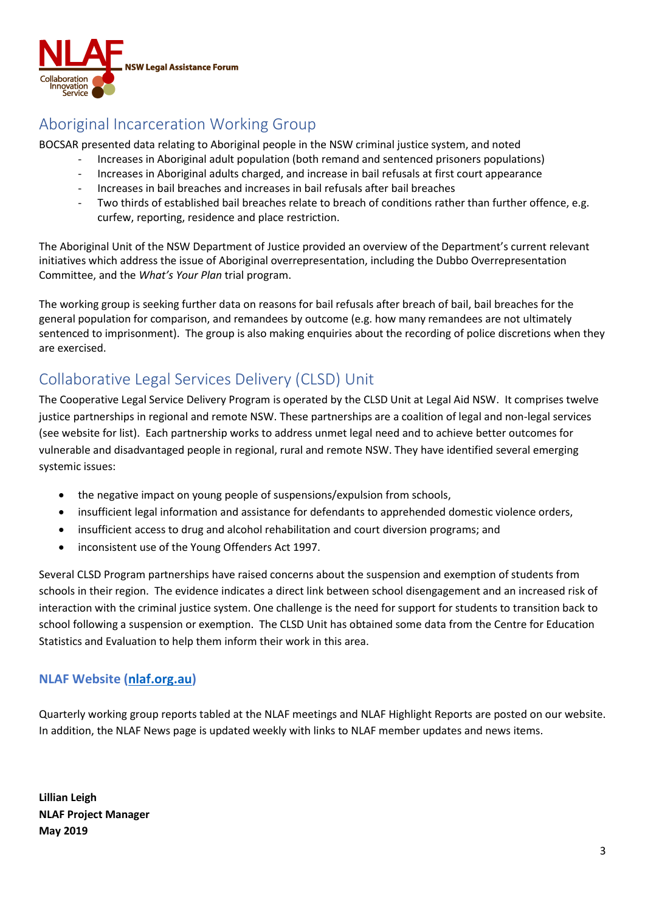## Aboriginal Incarceration Working Group

BOCSAR presented data relating to Aboriginal people in the NSW criminal justice system, and noted

- Increases in Aboriginal adult population (both remand and sentenced prisoners populations)
- Increases in Aboriginal adults charged, and increase in bail refusals at first court appearance
- Increases in bail breaches and increases in bail refusals after bail breaches
- Two thirds of established bail breaches relate to breach of conditions rather than further offence, e.g. curfew, reporting, residence and place restriction.

The Aboriginal Unit of the NSW Department of Justice provided an overview of the Department's current relevant initiatives which address the issue of Aboriginal overrepresentation, including the Dubbo Overrepresentation Committee, and the *What's Your Plan* trial program.

The working group is seeking further data on reasons for bail refusals after breach of bail, bail breaches for the general population for comparison, and remandees by outcome (e.g. how many remandees are not ultimately sentenced to imprisonment). The group is also making enquiries about the recording of police discretions when they are exercised.

## Collaborative Legal Services Delivery (CLSD) Unit

The Cooperative Legal Service Delivery Program is operated by the CLSD Unit at Legal Aid NSW. It comprises twelve justice partnerships in regional and remote NSW. These partnerships are a coalition of legal and non-legal services (see website for list). Each partnership works to address unmet legal need and to achieve better outcomes for vulnerable and disadvantaged people in regional, rural and remote NSW. They have identified several emerging systemic issues:

- the negative impact on young people of suspensions/expulsion from schools,
- insufficient legal information and assistance for defendants to apprehended domestic violence orders,
- insufficient access to drug and alcohol rehabilitation and court diversion programs; and
- inconsistent use of the Young Offenders Act 1997.

Several CLSD Program partnerships have raised concerns about the suspension and exemption of students from schools in their region. The evidence indicates a direct link between school disengagement and an increased risk of interaction with the criminal justice system. One challenge is the need for support for students to transition back to school following a suspension or exemption. The CLSD Unit has obtained some data from the Centre for Education Statistics and Evaluation to help them inform their work in this area.

### NLAF Website (nlaf.org.au)

Quarterly working group reports tabled at the NLAF meetings and NLAF Highlight Reports are posted on our website. In addition, the NLAF News page is updated weekly with links to NLAF member updates and news items.

**Lillian Leigh**
**NLAF Project Manager**
**May 2019**